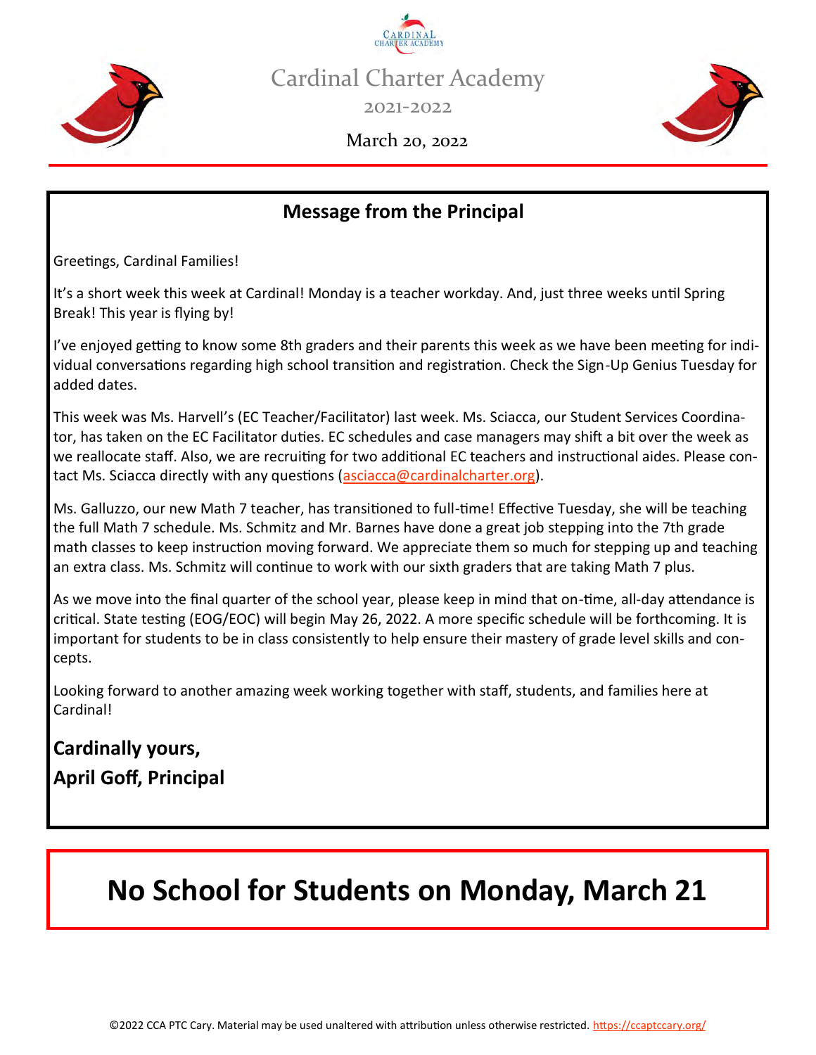# Cardinal Charter Academy

2021-2022

March 20, 2022

## Message from the Principal

Greetings, Cardinal Families!

It's a short week this week at Cardinal! Monday is a teacher workday. And, just three weeks until Spring Break! This year is flying by!

I've enjoyed getting to know some 8th graders and their parents this week as we have been meeting for individual conversations regarding high school transition and registration. Check the Sign-Up Genius Tuesday for added dates.

This week was Ms. Harvell's (EC Teacher/Facilitator) last week. Ms. Sciacca, our Student Services Coordinator, has taken on the EC Facilitator duties. EC schedules and case managers may shift a bit over the week as we reallocate staff. Also, we are recruiting for two additional EC teachers and instructional aides. Please contact Ms. Sciacca directly with any questions (asciacca@cardinalcharter.org).

Ms. Galluzzo, our new Math 7 teacher, has transitioned to full-time! Effective Tuesday, she will be teaching the full Math 7 schedule. Ms. Schmitz and Mr. Barnes have done a great job stepping into the 7th grade math classes to keep instruction moving forward. We appreciate them so much for stepping up and teaching an extra class. Ms. Schmitz will continue to work with our sixth graders that are taking Math 7 plus.

As we move into the final quarter of the school year, please keep in mind that on-time, all-day attendance is critical. State testing (EOG/EOC) will begin May 26, 2022. A more specific schedule will be forthcoming. It is important for students to be in class consistently to help ensure their mastery of grade level skills and concepts.

Looking forward to another amazing week working together with staff, students, and families here at Cardinal!

**Cardinally yours,**
**April Goff, Principal**

# No School for Students on Monday, March 21

©2022 CCA PTC Cary. Material may be used unaltered with attribution unless otherwise restricted. https://ccaptccary.org/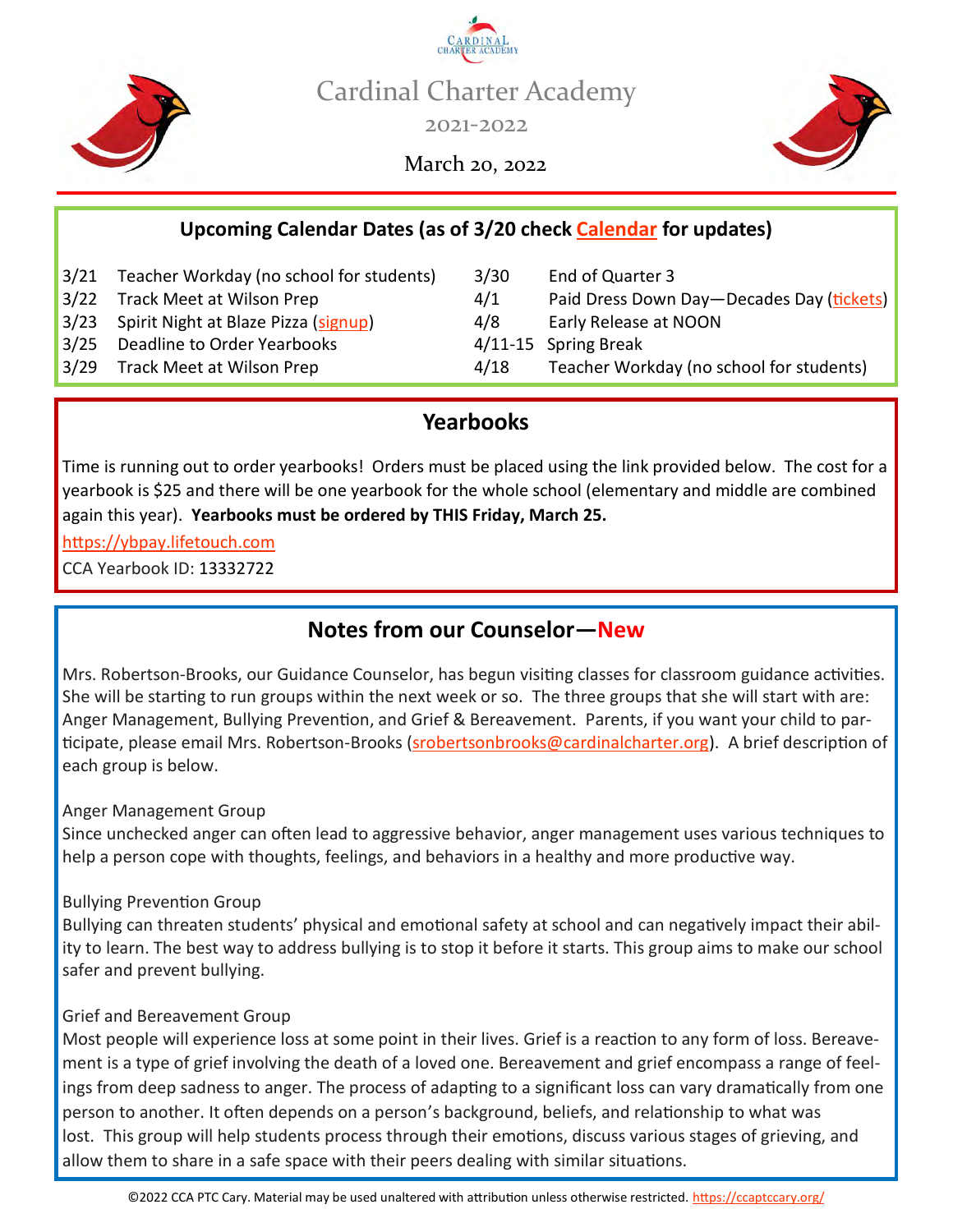# Cardinal Charter Academy

2021-2022

March 20, 2022

## Upcoming Calendar Dates (as of 3/20 check Calendar for updates)

| | | | |
|---|---|---|---|
| 3/21 | Teacher Workday (no school for students) | 3/30 | End of Quarter 3 |
| 3/22 | Track Meet at Wilson Prep | 4/1 | Paid Dress Down Day—Decades Day (tickets) |
| 3/23 | Spirit Night at Blaze Pizza (signup) | 4/8 | Early Release at NOON |
| 3/25 | Deadline to Order Yearbooks | 4/11-15 | Spring Break |
| 3/29 | Track Meet at Wilson Prep | 4/18 | Teacher Workday (no school for students) |

## Yearbooks

Time is running out to order yearbooks! Orders must be placed using the link provided below. The cost for a yearbook is $25 and there will be one yearbook for the whole school (elementary and middle are combined again this year). **Yearbooks must be ordered by THIS Friday, March 25.**

https://ybpay.lifetouch.com

CCA Yearbook ID: 13332722

## Notes from our Counselor—New

Mrs. Robertson-Brooks, our Guidance Counselor, has begun visiting classes for classroom guidance activities. She will be starting to run groups within the next week or so. The three groups that she will start with are: Anger Management, Bullying Prevention, and Grief & Bereavement. Parents, if you want your child to participate, please email Mrs. Robertson-Brooks (srobertsonbrooks@cardinalcharter.org). A brief description of each group is below.

Anger Management Group

Since unchecked anger can often lead to aggressive behavior, anger management uses various techniques to help a person cope with thoughts, feelings, and behaviors in a healthy and more productive way.

Bullying Prevention Group

Bullying can threaten students' physical and emotional safety at school and can negatively impact their ability to learn. The best way to address bullying is to stop it before it starts. This group aims to make our school safer and prevent bullying.

Grief and Bereavement Group

Most people will experience loss at some point in their lives. Grief is a reaction to any form of loss. Bereavement is a type of grief involving the death of a loved one. Bereavement and grief encompass a range of feelings from deep sadness to anger. The process of adapting to a significant loss can vary dramatically from one person to another. It often depends on a person's background, beliefs, and relationship to what was lost. This group will help students process through their emotions, discuss various stages of grieving, and allow them to share in a safe space with their peers dealing with similar situations.

©2022 CCA PTC Cary. Material may be used unaltered with attribution unless otherwise restricted. https://ccaptccary.org/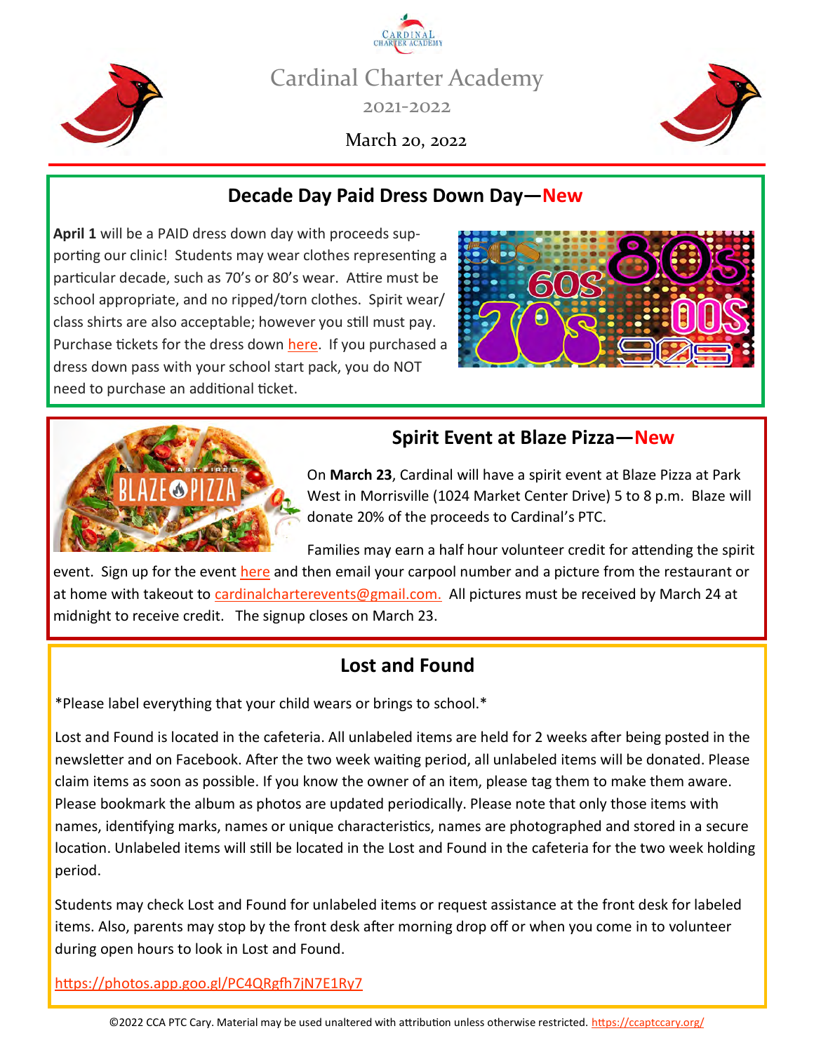# Cardinal Charter Academy

2021-2022

March 20, 2022

## Decade Day Paid Dress Down Day—New

**April 1** will be a PAID dress down day with proceeds supporting our clinic! Students may wear clothes representing a particular decade, such as 70's or 80's wear. Attire must be school appropriate, and no ripped/torn clothes. Spirit wear/ class shirts are also acceptable; however you still must pay. Purchase tickets for the dress down here. If you purchased a dress down pass with your school start pack, you do NOT need to purchase an additional ticket.

## Spirit Event at Blaze Pizza—New

On **March 23**, Cardinal will have a spirit event at Blaze Pizza at Park West in Morrisville (1024 Market Center Drive) 5 to 8 p.m. Blaze will donate 20% of the proceeds to Cardinal's PTC.

Families may earn a half hour volunteer credit for attending the spirit event. Sign up for the event here and then email your carpool number and a picture from the restaurant or at home with takeout to cardinalcharterevents@gmail.com. All pictures must be received by March 24 at midnight to receive credit. The signup closes on March 23.

## Lost and Found

*Please label everything that your child wears or brings to school.*

Lost and Found is located in the cafeteria. All unlabeled items are held for 2 weeks after being posted in the newsletter and on Facebook. After the two week waiting period, all unlabeled items will be donated. Please claim items as soon as possible. If you know the owner of an item, please tag them to make them aware. Please bookmark the album as photos are updated periodically. Please note that only those items with names, identifying marks, names or unique characteristics, names are photographed and stored in a secure location. Unlabeled items will still be located in the Lost and Found in the cafeteria for the two week holding period.

Students may check Lost and Found for unlabeled items or request assistance at the front desk for labeled items. Also, parents may stop by the front desk after morning drop off or when you come in to volunteer during open hours to look in Lost and Found.

https://photos.app.goo.gl/PC4QRgfh7jN7E1Ry7

©2022 CCA PTC Cary. Material may be used unaltered with attribution unless otherwise restricted. https://ccaptccary.org/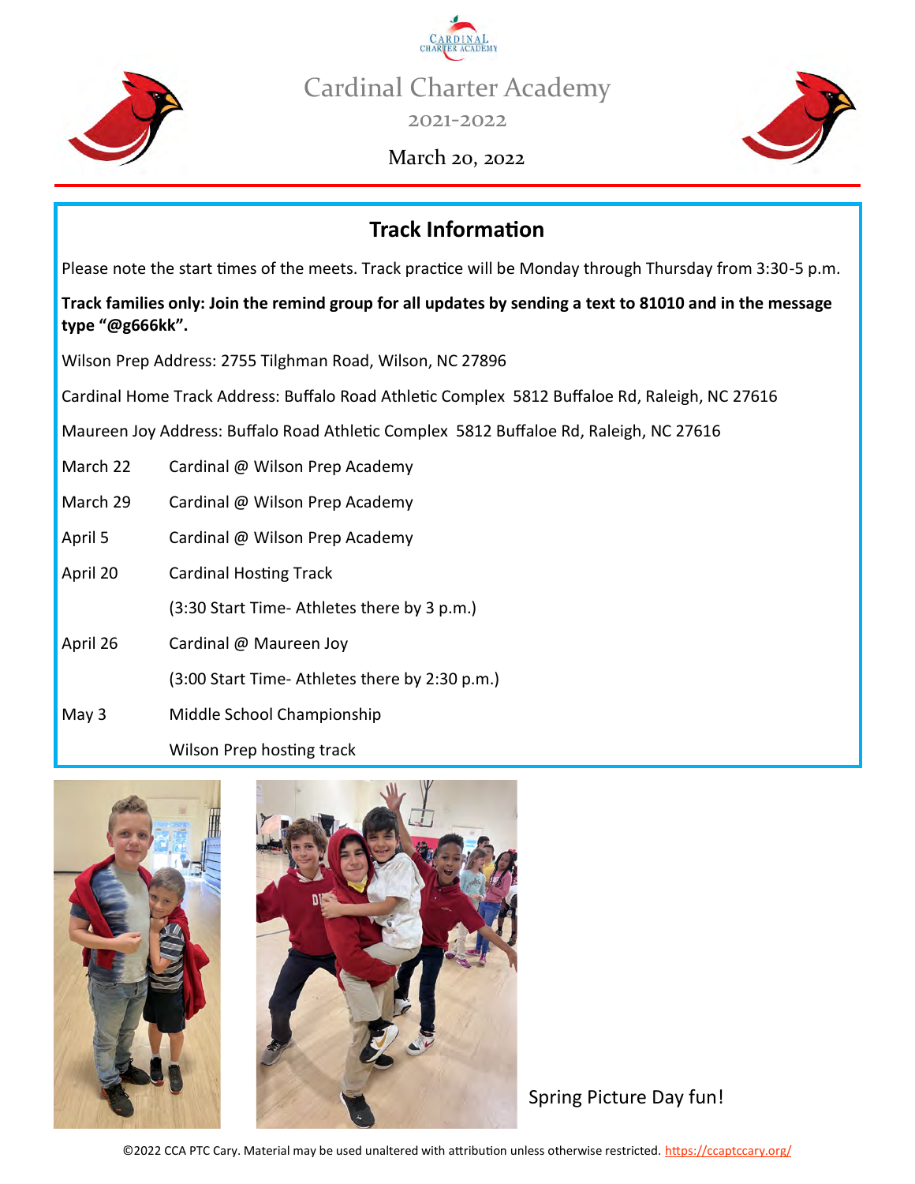# Cardinal Charter Academy

2021-2022

March 20, 2022

## Track Information

Please note the start times of the meets. Track practice will be Monday through Thursday from 3:30-5 p.m.

**Track families only: Join the remind group for all updates by sending a text to 81010 and in the message type "@g666kk".**

Wilson Prep Address: 2755 Tilghman Road, Wilson, NC 27896

Cardinal Home Track Address: Buffalo Road Athletic Complex 5812 Buffaloe Rd, Raleigh, NC 27616

Maureen Joy Address: Buffalo Road Athletic Complex 5812 Buffaloe Rd, Raleigh, NC 27616

| | |
|---|---|
| March 22 | Cardinal @ Wilson Prep Academy |
| March 29 | Cardinal @ Wilson Prep Academy |
| April 5 | Cardinal @ Wilson Prep Academy |
| April 20 | Cardinal Hosting Track |
| | (3:30 Start Time- Athletes there by 3 p.m.) |
| April 26 | Cardinal @ Maureen Joy |
| | (3:00 Start Time- Athletes there by 2:30 p.m.) |
| May 3 | Middle School Championship |
| | Wilson Prep hosting track |

Spring Picture Day fun!

©2022 CCA PTC Cary. Material may be used unaltered with attribution unless otherwise restricted. https://ccaptccary.org/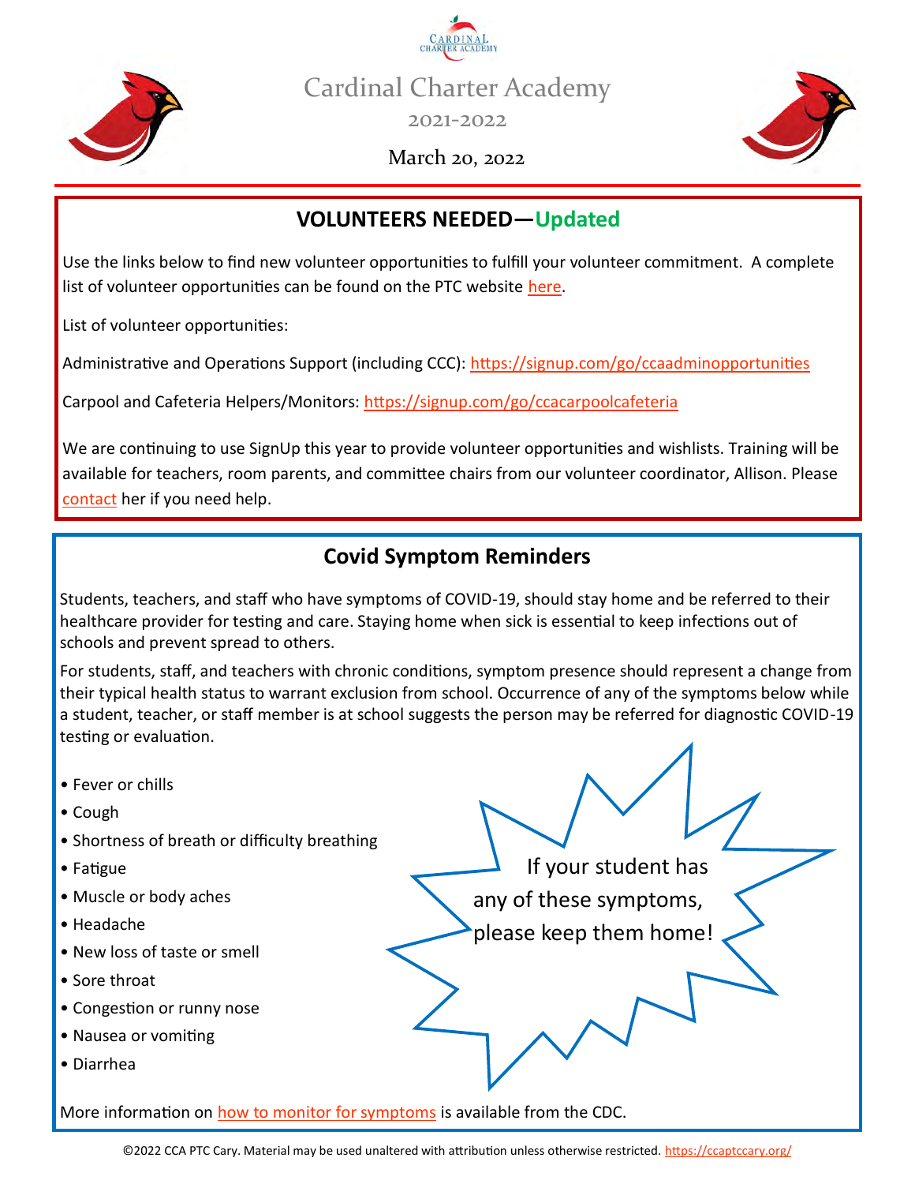# Cardinal Charter Academy

2021-2022

March 20, 2022

## VOLUNTEERS NEEDED—Updated

Use the links below to find new volunteer opportunities to fulfill your volunteer commitment. A complete list of volunteer opportunities can be found on the PTC website here.

List of volunteer opportunities:

Administrative and Operations Support (including CCC): https://signup.com/go/ccaadminopportunities

Carpool and Cafeteria Helpers/Monitors: https://signup.com/go/ccacarpoolcafeteria

We are continuing to use SignUp this year to provide volunteer opportunities and wishlists. Training will be available for teachers, room parents, and committee chairs from our volunteer coordinator, Allison. Please contact her if you need help.

## Covid Symptom Reminders

Students, teachers, and staff who have symptoms of COVID-19, should stay home and be referred to their healthcare provider for testing and care. Staying home when sick is essential to keep infections out of schools and prevent spread to others.

For students, staff, and teachers with chronic conditions, symptom presence should represent a change from their typical health status to warrant exclusion from school. Occurrence of any of the symptoms below while a student, teacher, or staff member is at school suggests the person may be referred for diagnostic COVID-19 testing or evaluation.

- Fever or chills
- Cough
- Shortness of breath or difficulty breathing
- Fatigue
- Muscle or body aches
- Headache
- New loss of taste or smell
- Sore throat
- Congestion or runny nose
- Nausea or vomiting
- Diarrhea

If your student has any of these symptoms, please keep them home!

More information on how to monitor for symptoms is available from the CDC.

©2022 CCA PTC Cary. Material may be used unaltered with attribution unless otherwise restricted. https://ccaptccary.org/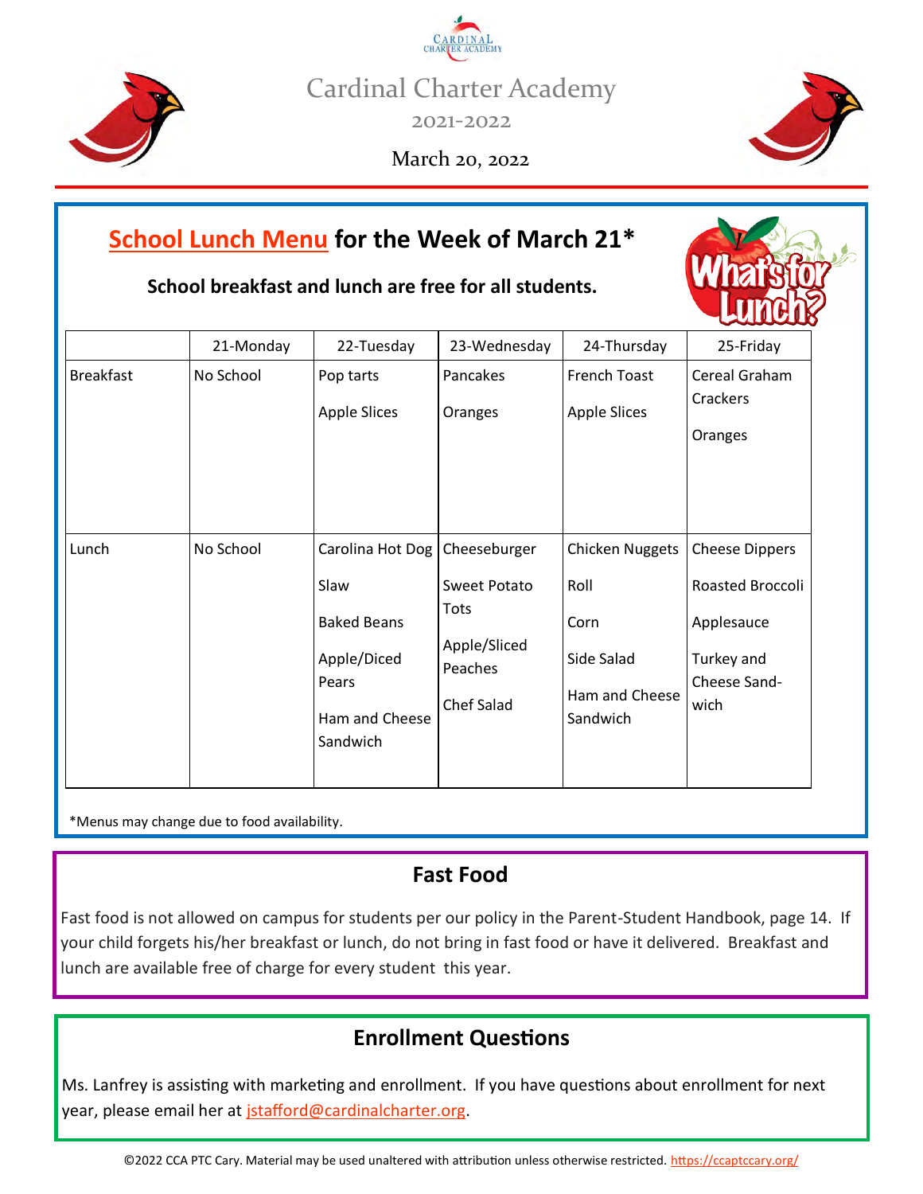# Cardinal Charter Academy

2021-2022

March 20, 2022

## School Lunch Menu for the Week of March 21*

**School breakfast and lunch are free for all students.**

| | 21-Monday | 22-Tuesday | 23-Wednesday | 24-Thursday | 25-Friday |
|---|---|---|---|---|---|
| Breakfast | No School | Pop tarts<br><br>Apple Slices | Pancakes<br><br>Oranges | French Toast<br><br>Apple Slices | Cereal Graham Crackers<br><br>Oranges |
| Lunch | No School | Carolina Hot Dog<br><br>Slaw<br><br>Baked Beans<br><br>Apple/Diced Pears<br><br>Ham and Cheese Sandwich | Cheeseburger<br><br>Sweet Potato Tots<br><br>Apple/Sliced Peaches<br><br>Chef Salad | Chicken Nuggets<br><br>Roll<br><br>Corn<br><br>Side Salad<br><br>Ham and Cheese Sandwich | Cheese Dippers<br><br>Roasted Broccoli<br><br>Applesauce<br><br>Turkey and Cheese Sandwich |

*Menus may change due to food availability.

## Fast Food

Fast food is not allowed on campus for students per our policy in the Parent-Student Handbook, page 14. If your child forgets his/her breakfast or lunch, do not bring in fast food or have it delivered. Breakfast and lunch are available free of charge for every student this year.

## Enrollment Questions

Ms. Lanfrey is assisting with marketing and enrollment. If you have questions about enrollment for next year, please email her at jstafford@cardinalcharter.org.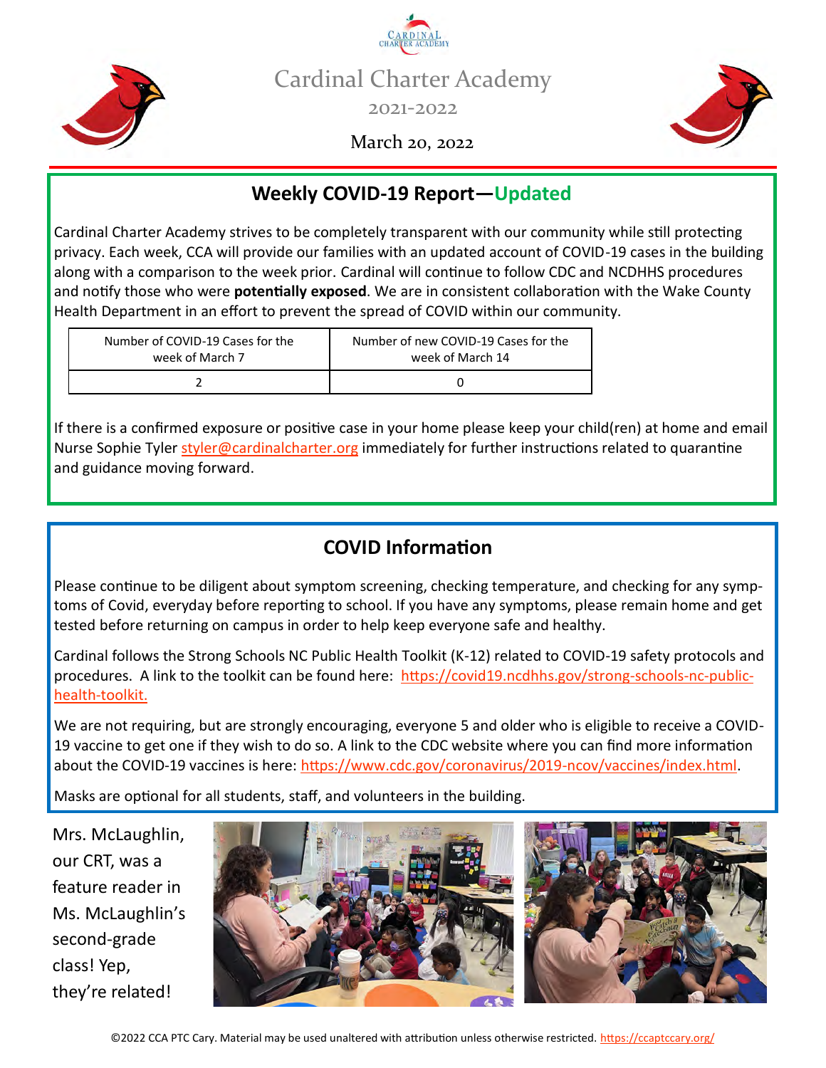# Cardinal Charter Academy

2021-2022

March 20, 2022

## Weekly COVID-19 Report—Updated

Cardinal Charter Academy strives to be completely transparent with our community while still protecting privacy. Each week, CCA will provide our families with an updated account of COVID-19 cases in the building along with a comparison to the week prior. Cardinal will continue to follow CDC and NCDHHS procedures and notify those who were **potentially exposed**. We are in consistent collaboration with the Wake County Health Department in an effort to prevent the spread of COVID within our community.

| Number of COVID-19 Cases for the week of March 7 | Number of new COVID-19 Cases for the week of March 14 |
|---|---|
| 2 | 0 |

If there is a confirmed exposure or positive case in your home please keep your child(ren) at home and email Nurse Sophie Tyler styler@cardinalcharter.org immediately for further instructions related to quarantine and guidance moving forward.

## COVID Information

Please continue to be diligent about symptom screening, checking temperature, and checking for any symptoms of Covid, everyday before reporting to school. If you have any symptoms, please remain home and get tested before returning on campus in order to help keep everyone safe and healthy.

Cardinal follows the Strong Schools NC Public Health Toolkit (K-12) related to COVID-19 safety protocols and procedures. A link to the toolkit can be found here: https://covid19.ncdhhs.gov/strong-schools-nc-public-health-toolkit.

We are not requiring, but are strongly encouraging, everyone 5 and older who is eligible to receive a COVID-19 vaccine to get one if they wish to do so. A link to the CDC website where you can find more information about the COVID-19 vaccines is here: https://www.cdc.gov/coronavirus/2019-ncov/vaccines/index.html.

Masks are optional for all students, staff, and volunteers in the building.

Mrs. McLaughlin, our CRT, was a feature reader in Ms. McLaughlin's second-grade class! Yep, they're related!

©2022 CCA PTC Cary. Material may be used unaltered with attribution unless otherwise restricted. https://ccaptccary.org/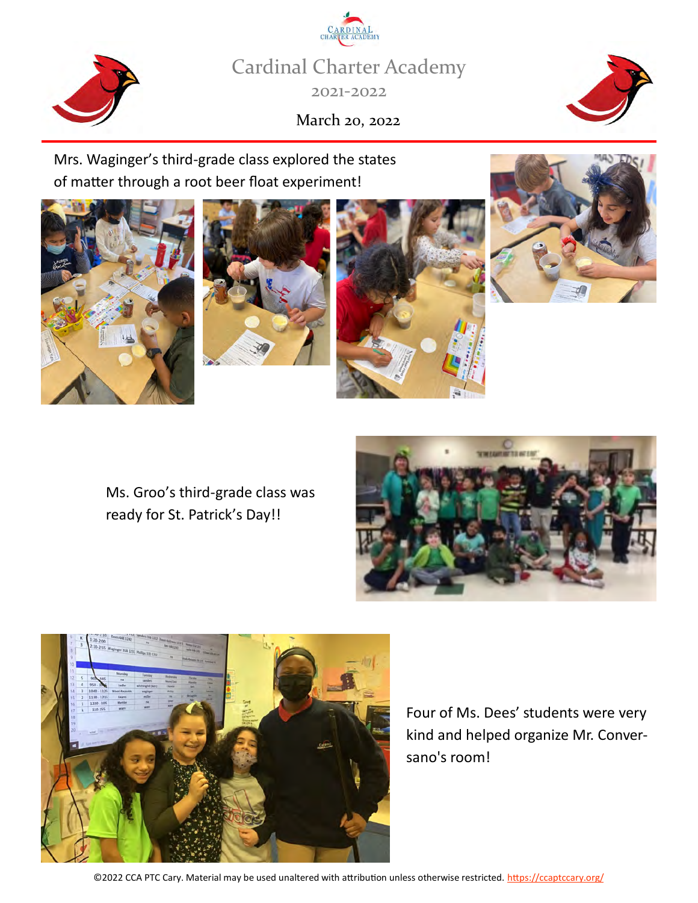# Cardinal Charter Academy

2021-2022

March 20, 2022

Mrs. Waginger's third-grade class explored the states of matter through a root beer float experiment!

Ms. Groo's third-grade class was ready for St. Patrick's Day!!

Four of Ms. Dees' students were very kind and helped organize Mr. Conversano's room!

©2022 CCA PTC Cary. Material may be used unaltered with attribution unless otherwise restricted. https://ccaptccary.org/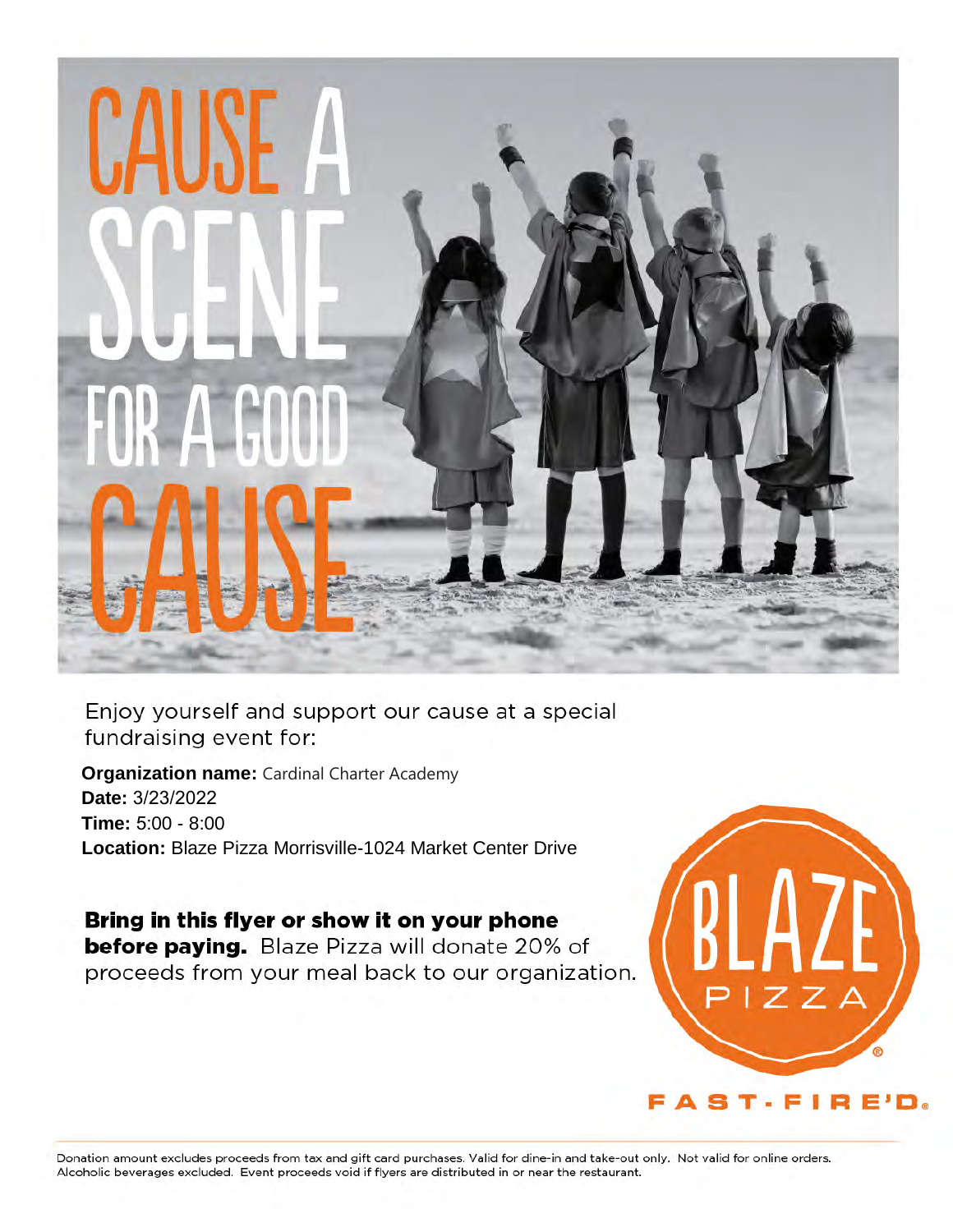# CAUSE A SCENE FOR A GOOD CAUSE

Enjoy yourself and support our cause at a special fundraising event for:

**Organization name:** Cardinal Charter Academy
**Date:** 3/23/2022
**Time:** 5:00 - 8:00
**Location:** Blaze Pizza Morrisville-1024 Market Center Drive

**Bring in this flyer or show it on your phone before paying.** Blaze Pizza will donate 20% of proceeds from your meal back to our organization.

BLAZE PIZZA®

FAST·FIRE'D®

Donation amount excludes proceeds from tax and gift card purchases. Valid for dine-in and take-out only. Not valid for online orders. Alcoholic beverages excluded. Event proceeds void if flyers are distributed in or near the restaurant.